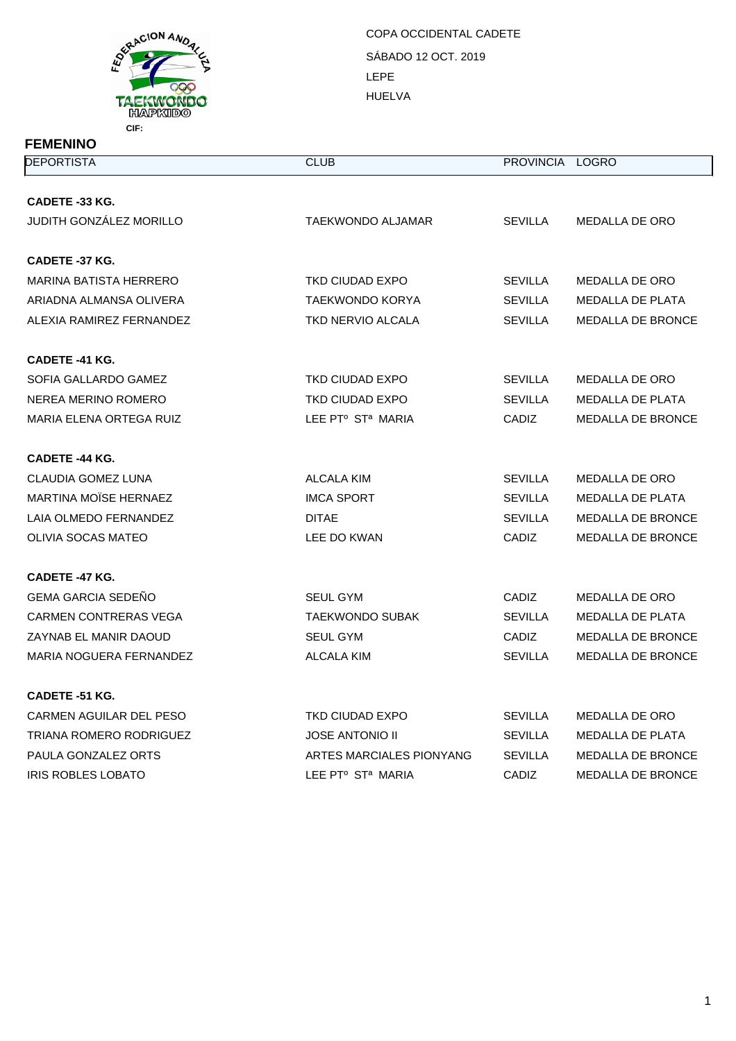COPA OCCIDENTAL CADETE

SÁBADO 12 OCT. 2019

LEPE

HUELVA

CIF:

## FEMENINO

| DEPORTISTA | CLUB | PROVINCIA | LOGRO |
|---|---|---|---|
| **CADETE -33 KG.** | | | |
| JUDITH GONZÁLEZ MORILLO | TAEKWONDO ALJAMAR | SEVILLA | MEDALLA DE ORO |
| **CADETE -37 KG.** | | | |
| MARINA BATISTA HERRERO | TKD CIUDAD EXPO | SEVILLA | MEDALLA DE ORO |
| ARIADNA ALMANSA OLIVERA | TAEKWONDO KORYA | SEVILLA | MEDALLA DE PLATA |
| ALEXIA RAMIREZ FERNANDEZ | TKD NERVIO ALCALA | SEVILLA | MEDALLA DE BRONCE |
| **CADETE -41 KG.** | | | |
| SOFIA GALLARDO GAMEZ | TKD CIUDAD EXPO | SEVILLA | MEDALLA DE ORO |
| NEREA MERINO ROMERO | TKD CIUDAD EXPO | SEVILLA | MEDALLA DE PLATA |
| MARIA ELENA ORTEGA RUIZ | LEE PTº STª MARIA | CADIZ | MEDALLA DE BRONCE |
| **CADETE -44 KG.** | | | |
| CLAUDIA GOMEZ LUNA | ALCALA KIM | SEVILLA | MEDALLA DE ORO |
| MARTINA MOÏSE HERNAEZ | IMCA SPORT | SEVILLA | MEDALLA DE PLATA |
| LAIA OLMEDO FERNANDEZ | DITAE | SEVILLA | MEDALLA DE BRONCE |
| OLIVIA SOCAS MATEO | LEE DO KWAN | CADIZ | MEDALLA DE BRONCE |
| **CADETE -47 KG.** | | | |
| GEMA GARCIA SEDEÑO | SEUL GYM | CADIZ | MEDALLA DE ORO |
| CARMEN CONTRERAS VEGA | TAEKWONDO SUBAK | SEVILLA | MEDALLA DE PLATA |
| ZAYNAB EL MANIR DAOUD | SEUL GYM | CADIZ | MEDALLA DE BRONCE |
| MARIA NOGUERA FERNANDEZ | ALCALA KIM | SEVILLA | MEDALLA DE BRONCE |
| **CADETE -51 KG.** | | | |
| CARMEN AGUILAR DEL PESO | TKD CIUDAD EXPO | SEVILLA | MEDALLA DE ORO |
| TRIANA ROMERO RODRIGUEZ | JOSE ANTONIO II | SEVILLA | MEDALLA DE PLATA |
| PAULA GONZALEZ ORTS | ARTES MARCIALES PIONYANG | SEVILLA | MEDALLA DE BRONCE |
| IRIS ROBLES LOBATO | LEE PTº STª MARIA | CADIZ | MEDALLA DE BRONCE |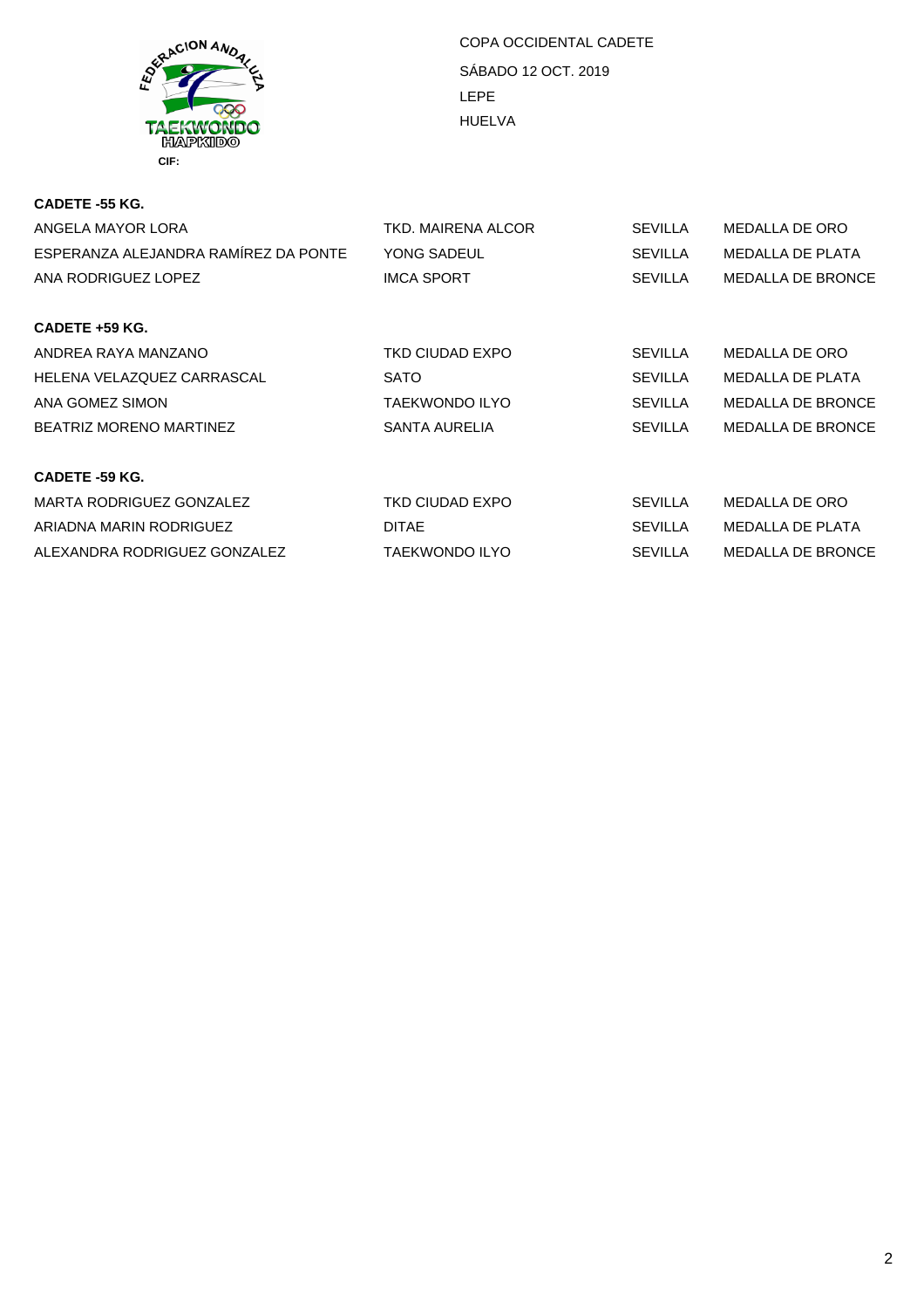FEDERACION ANDALUZA TAEKWONDO HAPKIDO

CIF:

COPA OCCIDENTAL CADETE

SÁBADO 12 OCT. 2019

LEPE

HUELVA

**CADETE -55 KG.**

| | | | |
|---|---|---|---|
| ANGELA MAYOR LORA | TKD. MAIRENA ALCOR | SEVILLA | MEDALLA DE ORO |
| ESPERANZA ALEJANDRA RAMÍREZ DA PONTE | YONG SADEUL | SEVILLA | MEDALLA DE PLATA |
| ANA RODRIGUEZ LOPEZ | IMCA SPORT | SEVILLA | MEDALLA DE BRONCE |

**CADETE +59 KG.**

| | | | |
|---|---|---|---|
| ANDREA RAYA MANZANO | TKD CIUDAD EXPO | SEVILLA | MEDALLA DE ORO |
| HELENA VELAZQUEZ CARRASCAL | SATO | SEVILLA | MEDALLA DE PLATA |
| ANA GOMEZ SIMON | TAEKWONDO ILYO | SEVILLA | MEDALLA DE BRONCE |
| BEATRIZ MORENO MARTINEZ | SANTA AURELIA | SEVILLA | MEDALLA DE BRONCE |

**CADETE -59 KG.**

| | | | |
|---|---|---|---|
| MARTA RODRIGUEZ GONZALEZ | TKD CIUDAD EXPO | SEVILLA | MEDALLA DE ORO |
| ARIADNA MARIN RODRIGUEZ | DITAE | SEVILLA | MEDALLA DE PLATA |
| ALEXANDRA RODRIGUEZ GONZALEZ | TAEKWONDO ILYO | SEVILLA | MEDALLA DE BRONCE |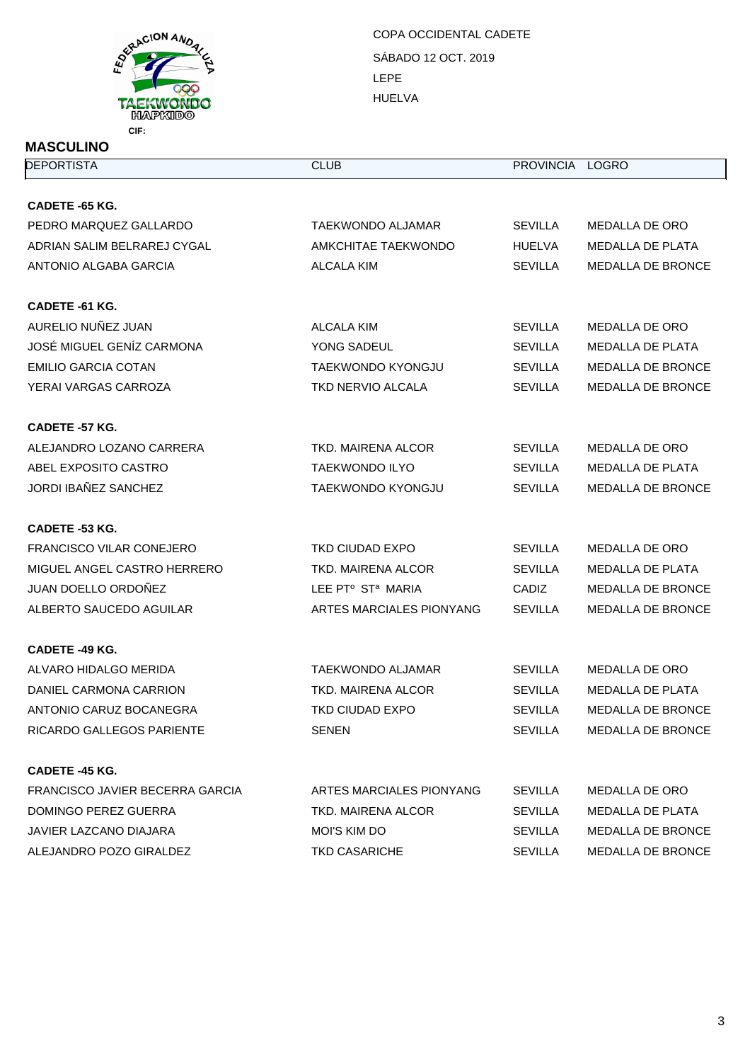FEDERACION ANDALUZA TAEKWONDO HAPKIDO

CIF:

COPA OCCIDENTAL CADETE

SÁBADO 12 OCT. 2019

LEPE

HUELVA

## MASCULINO

| DEPORTISTA | CLUB | PROVINCIA | LOGRO |
|---|---|---|---|
| **CADETE -65 KG.** | | | |
| PEDRO MARQUEZ GALLARDO | TAEKWONDO ALJAMAR | SEVILLA | MEDALLA DE ORO |
| ADRIAN SALIM BELRAREJ CYGAL | AMKCHITAE TAEKWONDO | HUELVA | MEDALLA DE PLATA |
| ANTONIO ALGABA GARCIA | ALCALA KIM | SEVILLA | MEDALLA DE BRONCE |
| **CADETE -61 KG.** | | | |
| AURELIO NUÑEZ JUAN | ALCALA KIM | SEVILLA | MEDALLA DE ORO |
| JOSÉ MIGUEL GENÍZ CARMONA | YONG SADEUL | SEVILLA | MEDALLA DE PLATA |
| EMILIO GARCIA COTAN | TAEKWONDO KYONGJU | SEVILLA | MEDALLA DE BRONCE |
| YERAI VARGAS CARROZA | TKD NERVIO ALCALA | SEVILLA | MEDALLA DE BRONCE |
| **CADETE -57 KG.** | | | |
| ALEJANDRO LOZANO CARRERA | TKD. MAIRENA ALCOR | SEVILLA | MEDALLA DE ORO |
| ABEL EXPOSITO CASTRO | TAEKWONDO ILYO | SEVILLA | MEDALLA DE PLATA |
| JORDI IBAÑEZ SANCHEZ | TAEKWONDO KYONGJU | SEVILLA | MEDALLA DE BRONCE |
| **CADETE -53 KG.** | | | |
| FRANCISCO VILAR CONEJERO | TKD CIUDAD EXPO | SEVILLA | MEDALLA DE ORO |
| MIGUEL ANGEL CASTRO HERRERO | TKD. MAIRENA ALCOR | SEVILLA | MEDALLA DE PLATA |
| JUAN DOELLO ORDOÑEZ | LEE PTº STª MARIA | CADIZ | MEDALLA DE BRONCE |
| ALBERTO SAUCEDO AGUILAR | ARTES MARCIALES PIONYANG | SEVILLA | MEDALLA DE BRONCE |
| **CADETE -49 KG.** | | | |
| ALVARO HIDALGO MERIDA | TAEKWONDO ALJAMAR | SEVILLA | MEDALLA DE ORO |
| DANIEL CARMONA CARRION | TKD. MAIRENA ALCOR | SEVILLA | MEDALLA DE PLATA |
| ANTONIO CARUZ BOCANEGRA | TKD CIUDAD EXPO | SEVILLA | MEDALLA DE BRONCE |
| RICARDO GALLEGOS PARIENTE | SENEN | SEVILLA | MEDALLA DE BRONCE |
| **CADETE -45 KG.** | | | |
| FRANCISCO JAVIER BECERRA GARCIA | ARTES MARCIALES PIONYANG | SEVILLA | MEDALLA DE ORO |
| DOMINGO PEREZ GUERRA | TKD. MAIRENA ALCOR | SEVILLA | MEDALLA DE PLATA |
| JAVIER LAZCANO DIAJARA | MOI'S KIM DO | SEVILLA | MEDALLA DE BRONCE |
| ALEJANDRO POZO GIRALDEZ | TKD CASARICHE | SEVILLA | MEDALLA DE BRONCE |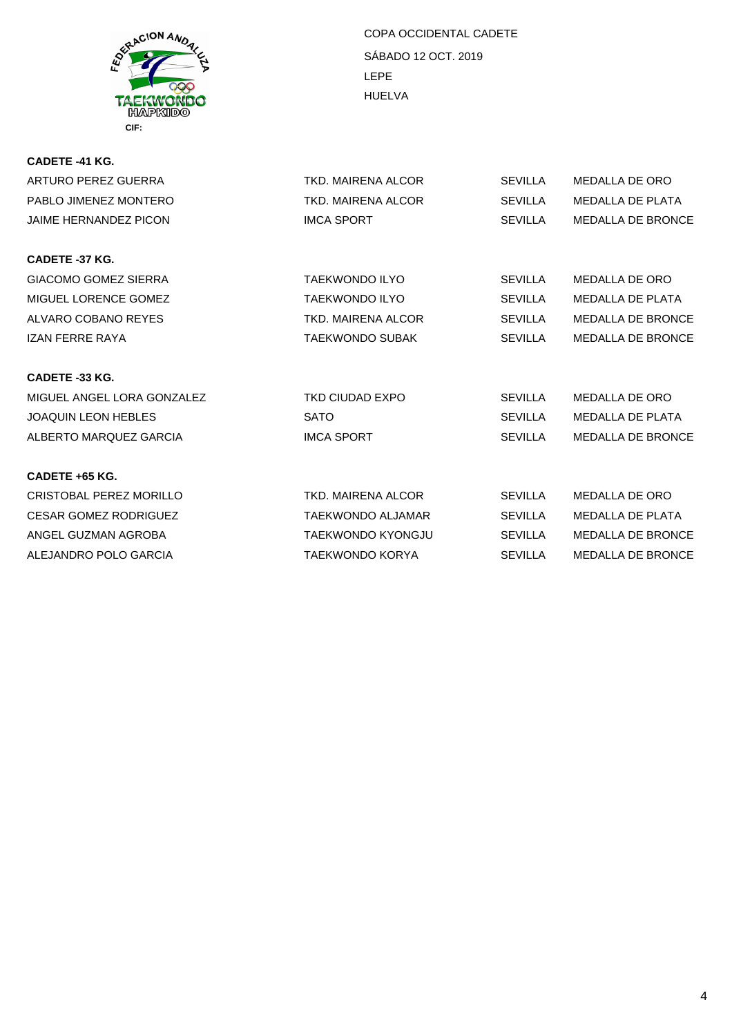FEDERACION ANDALUZA TAEKWONDO HAPKIDO

CIF:

COPA OCCIDENTAL CADETE
SÁBADO 12 OCT. 2019
LEPE
HUELVA

**CADETE -41 KG.**

| | | | |
|---|---|---|---|
| ARTURO PEREZ GUERRA | TKD. MAIRENA ALCOR | SEVILLA | MEDALLA DE ORO |
| PABLO JIMENEZ MONTERO | TKD. MAIRENA ALCOR | SEVILLA | MEDALLA DE PLATA |
| JAIME HERNANDEZ PICON | IMCA SPORT | SEVILLA | MEDALLA DE BRONCE |

**CADETE -37 KG.**

| | | | |
|---|---|---|---|
| GIACOMO GOMEZ SIERRA | TAEKWONDO ILYO | SEVILLA | MEDALLA DE ORO |
| MIGUEL LORENCE GOMEZ | TAEKWONDO ILYO | SEVILLA | MEDALLA DE PLATA |
| ALVARO COBANO REYES | TKD. MAIRENA ALCOR | SEVILLA | MEDALLA DE BRONCE |
| IZAN FERRE RAYA | TAEKWONDO SUBAK | SEVILLA | MEDALLA DE BRONCE |

**CADETE -33 KG.**

| | | | |
|---|---|---|---|
| MIGUEL ANGEL LORA GONZALEZ | TKD CIUDAD EXPO | SEVILLA | MEDALLA DE ORO |
| JOAQUIN LEON HEBLES | SATO | SEVILLA | MEDALLA DE PLATA |
| ALBERTO MARQUEZ GARCIA | IMCA SPORT | SEVILLA | MEDALLA DE BRONCE |

**CADETE +65 KG.**

| | | | |
|---|---|---|---|
| CRISTOBAL PEREZ MORILLO | TKD. MAIRENA ALCOR | SEVILLA | MEDALLA DE ORO |
| CESAR GOMEZ RODRIGUEZ | TAEKWONDO ALJAMAR | SEVILLA | MEDALLA DE PLATA |
| ANGEL GUZMAN AGROBA | TAEKWONDO KYONGJU | SEVILLA | MEDALLA DE BRONCE |
| ALEJANDRO POLO GARCIA | TAEKWONDO KORYA | SEVILLA | MEDALLA DE BRONCE |